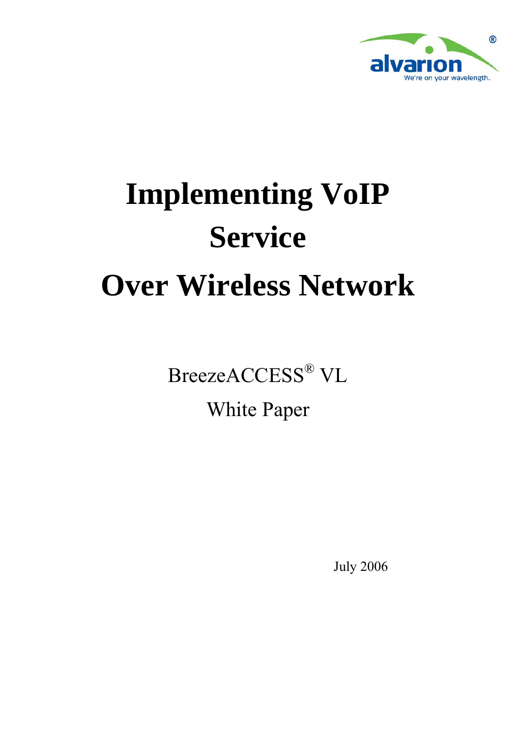alvarion®

We're on your wavelength.

# Implementing VoIP Service Over Wireless Network

BreezeACCESS® VL

White Paper

July 2006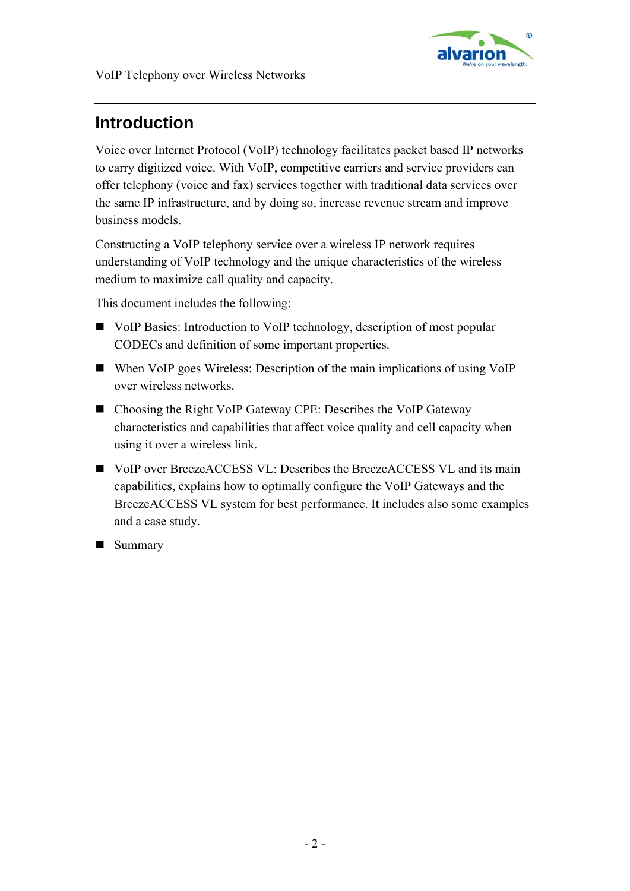# Introduction

Voice over Internet Protocol (VoIP) technology facilitates packet based IP networks to carry digitized voice. With VoIP, competitive carriers and service providers can offer telephony (voice and fax) services together with traditional data services over the same IP infrastructure, and by doing so, increase revenue stream and improve business models.

Constructing a VoIP telephony service over a wireless IP network requires understanding of VoIP technology and the unique characteristics of the wireless medium to maximize call quality and capacity.

This document includes the following:

- VoIP Basics: Introduction to VoIP technology, description of most popular CODECs and definition of some important properties.
- When VoIP goes Wireless: Description of the main implications of using VoIP over wireless networks.
- Choosing the Right VoIP Gateway CPE: Describes the VoIP Gateway characteristics and capabilities that affect voice quality and cell capacity when using it over a wireless link.
- VoIP over BreezeACCESS VL: Describes the BreezeACCESS VL and its main capabilities, explains how to optimally configure the VoIP Gateways and the BreezeACCESS VL system for best performance. It includes also some examples and a case study.
- Summary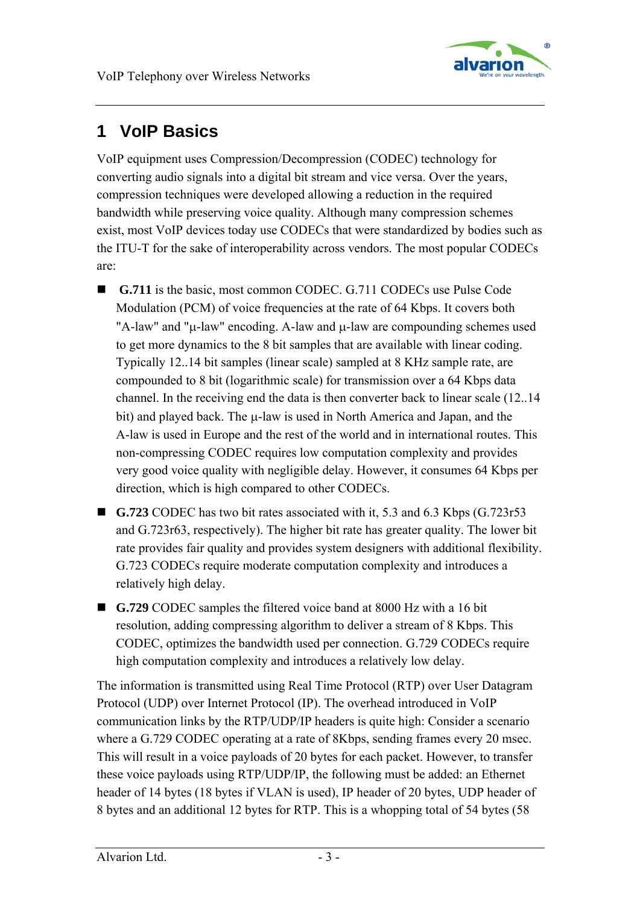# 1 VoIP Basics

VoIP equipment uses Compression/Decompression (CODEC) technology for converting audio signals into a digital bit stream and vice versa. Over the years, compression techniques were developed allowing a reduction in the required bandwidth while preserving voice quality. Although many compression schemes exist, most VoIP devices today use CODECs that were standardized by bodies such as the ITU-T for the sake of interoperability across vendors. The most popular CODECs are:

- **G.711** is the basic, most common CODEC. G.711 CODECs use Pulse Code Modulation (PCM) of voice frequencies at the rate of 64 Kbps. It covers both "A-law" and "μ-law" encoding. A-law and μ-law are compounding schemes used to get more dynamics to the 8 bit samples that are available with linear coding. Typically 12..14 bit samples (linear scale) sampled at 8 KHz sample rate, are compounded to 8 bit (logarithmic scale) for transmission over a 64 Kbps data channel. In the receiving end the data is then converter back to linear scale (12..14 bit) and played back. The μ-law is used in North America and Japan, and the A-law is used in Europe and the rest of the world and in international routes. This non-compressing CODEC requires low computation complexity and provides very good voice quality with negligible delay. However, it consumes 64 Kbps per direction, which is high compared to other CODECs.
- **G.723** CODEC has two bit rates associated with it, 5.3 and 6.3 Kbps (G.723r53 and G.723r63, respectively). The higher bit rate has greater quality. The lower bit rate provides fair quality and provides system designers with additional flexibility. G.723 CODECs require moderate computation complexity and introduces a relatively high delay.
- **G.729** CODEC samples the filtered voice band at 8000 Hz with a 16 bit resolution, adding compressing algorithm to deliver a stream of 8 Kbps. This CODEC, optimizes the bandwidth used per connection. G.729 CODECs require high computation complexity and introduces a relatively low delay.

The information is transmitted using Real Time Protocol (RTP) over User Datagram Protocol (UDP) over Internet Protocol (IP). The overhead introduced in VoIP communication links by the RTP/UDP/IP headers is quite high: Consider a scenario where a G.729 CODEC operating at a rate of 8Kbps, sending frames every 20 msec. This will result in a voice payloads of 20 bytes for each packet. However, to transfer these voice payloads using RTP/UDP/IP, the following must be added: an Ethernet header of 14 bytes (18 bytes if VLAN is used), IP header of 20 bytes, UDP header of 8 bytes and an additional 12 bytes for RTP. This is a whopping total of 54 bytes (58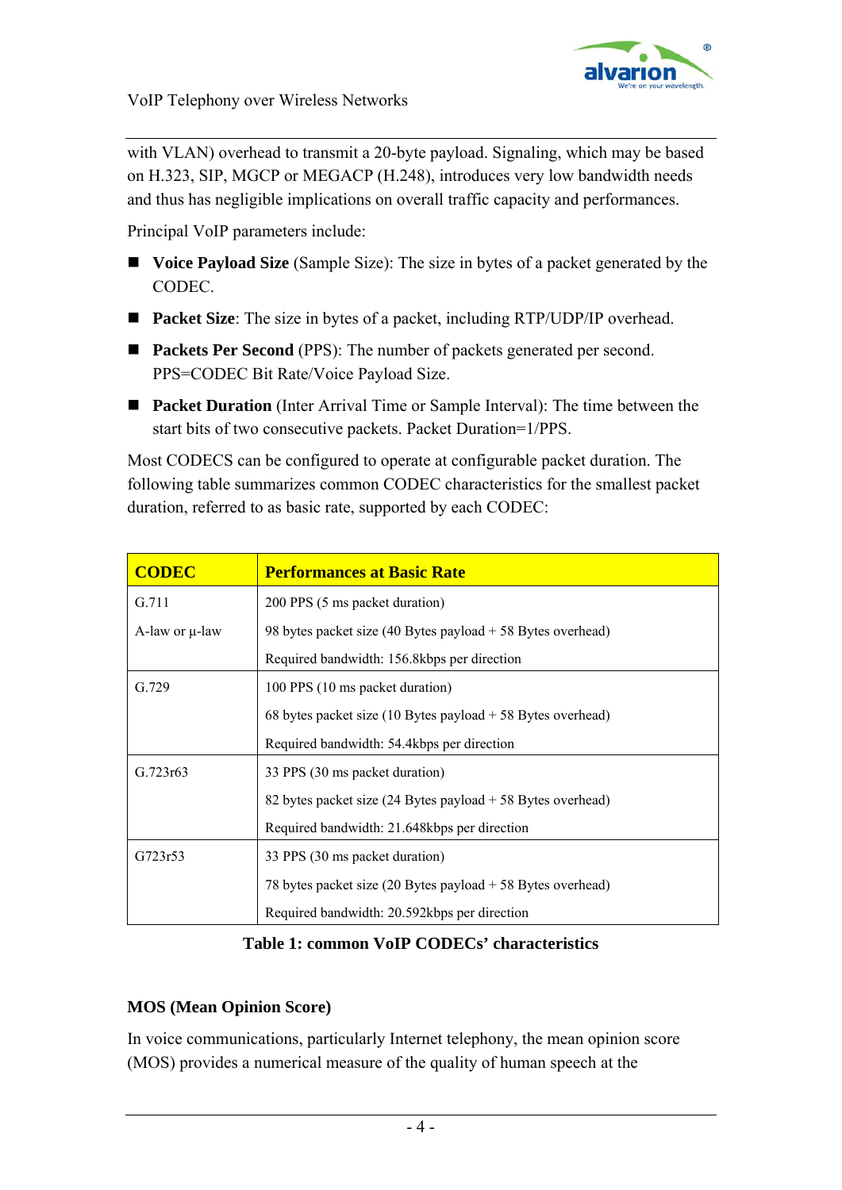with VLAN) overhead to transmit a 20-byte payload. Signaling, which may be based on H.323, SIP, MGCP or MEGACP (H.248), introduces very low bandwidth needs and thus has negligible implications on overall traffic capacity and performances.

Principal VoIP parameters include:

- **Voice Payload Size** (Sample Size): The size in bytes of a packet generated by the CODEC.
- **Packet Size**: The size in bytes of a packet, including RTP/UDP/IP overhead.
- **Packets Per Second** (PPS): The number of packets generated per second. PPS=CODEC Bit Rate/Voice Payload Size.
- **Packet Duration** (Inter Arrival Time or Sample Interval): The time between the start bits of two consecutive packets. Packet Duration=1/PPS.

Most CODECS can be configured to operate at configurable packet duration. The following table summarizes common CODEC characteristics for the smallest packet duration, referred to as basic rate, supported by each CODEC:

| CODEC | Performances at Basic Rate |
|---|---|
| G.711<br>A-law or µ-law | 200 PPS (5 ms packet duration)<br>98 bytes packet size (40 Bytes payload + 58 Bytes overhead)<br>Required bandwidth: 156.8kbps per direction |
| G.729 | 100 PPS (10 ms packet duration)<br>68 bytes packet size (10 Bytes payload + 58 Bytes overhead)<br>Required bandwidth: 54.4kbps per direction |
| G.723r63 | 33 PPS (30 ms packet duration)<br>82 bytes packet size (24 Bytes payload + 58 Bytes overhead)<br>Required bandwidth: 21.648kbps per direction |
| G723r53 | 33 PPS (30 ms packet duration)<br>78 bytes packet size (20 Bytes payload + 58 Bytes overhead)<br>Required bandwidth: 20.592kbps per direction |

**Table 1: common VoIP CODECs' characteristics**

### MOS (Mean Opinion Score)

In voice communications, particularly Internet telephony, the mean opinion score (MOS) provides a numerical measure of the quality of human speech at the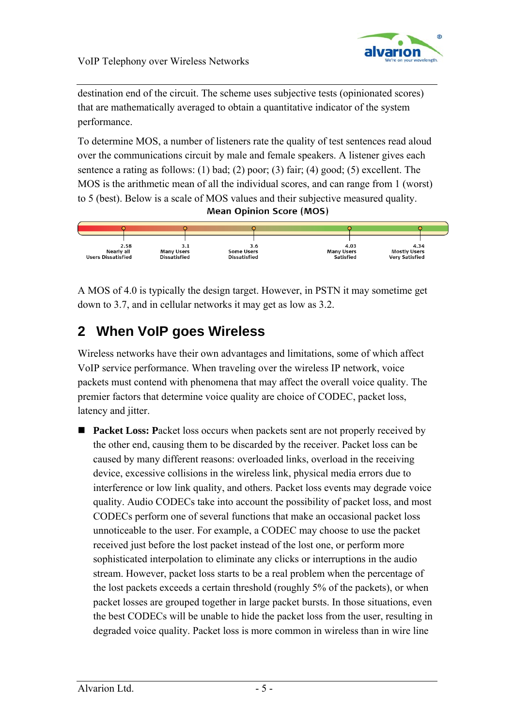destination end of the circuit. The scheme uses subjective tests (opinionated scores) that are mathematically averaged to obtain a quantitative indicator of the system performance.

To determine MOS, a number of listeners rate the quality of test sentences read aloud over the communications circuit by male and female speakers. A listener gives each sentence a rating as follows: (1) bad; (2) poor; (3) fair; (4) good; (5) excellent. The MOS is the arithmetic mean of all the individual scores, and can range from 1 (worst) to 5 (best). Below is a scale of MOS values and their subjective measured quality.

**Mean Opinion Score (MOS)**

| 2.58 | 3.1 | 3.6 | 4.03 | 4.34 |
|---|---|---|---|---|
| Nearly all Users Dissatisfied | Many Users Dissatisfied | Some Users Dissatisfied | Many Users Satisfied | Mostly Users Very Satisfied |

A MOS of 4.0 is typically the design target. However, in PSTN it may sometime get down to 3.7, and in cellular networks it may get as low as 3.2.

## 2 When VoIP goes Wireless

Wireless networks have their own advantages and limitations, some of which affect VoIP service performance. When traveling over the wireless IP network, voice packets must contend with phenomena that may affect the overall voice quality. The premier factors that determine voice quality are choice of CODEC, packet loss, latency and jitter.

- **Packet Loss: P**acket loss occurs when packets sent are not properly received by the other end, causing them to be discarded by the receiver. Packet loss can be caused by many different reasons: overloaded links, overload in the receiving device, excessive collisions in the wireless link, physical media errors due to interference or low link quality, and others. Packet loss events may degrade voice quality. Audio CODECs take into account the possibility of packet loss, and most CODECs perform one of several functions that make an occasional packet loss unnoticeable to the user. For example, a CODEC may choose to use the packet received just before the lost packet instead of the lost one, or perform more sophisticated interpolation to eliminate any clicks or interruptions in the audio stream. However, packet loss starts to be a real problem when the percentage of the lost packets exceeds a certain threshold (roughly 5% of the packets), or when packet losses are grouped together in large packet bursts. In those situations, even the best CODECs will be unable to hide the packet loss from the user, resulting in degraded voice quality. Packet loss is more common in wireless than in wire line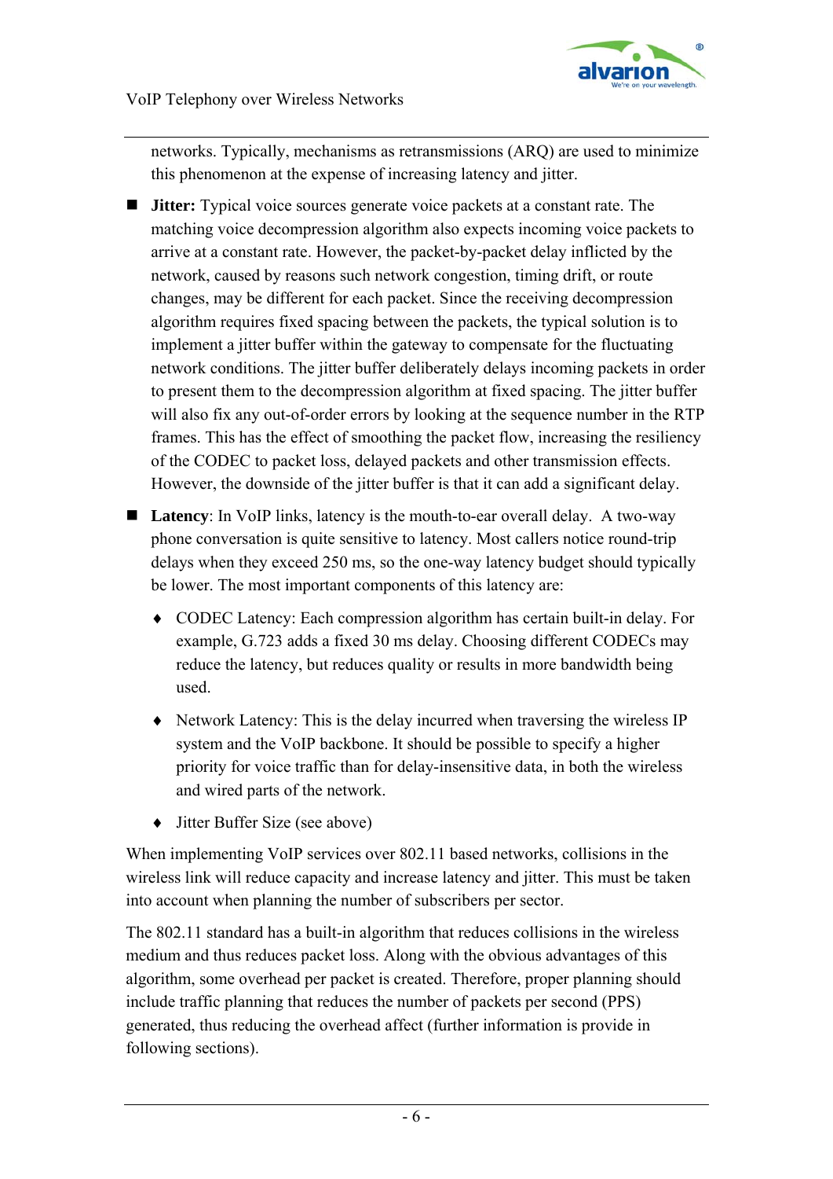networks. Typically, mechanisms as retransmissions (ARQ) are used to minimize this phenomenon at the expense of increasing latency and jitter.

- **Jitter:** Typical voice sources generate voice packets at a constant rate. The matching voice decompression algorithm also expects incoming voice packets to arrive at a constant rate. However, the packet-by-packet delay inflicted by the network, caused by reasons such network congestion, timing drift, or route changes, may be different for each packet. Since the receiving decompression algorithm requires fixed spacing between the packets, the typical solution is to implement a jitter buffer within the gateway to compensate for the fluctuating network conditions. The jitter buffer deliberately delays incoming packets in order to present them to the decompression algorithm at fixed spacing. The jitter buffer will also fix any out-of-order errors by looking at the sequence number in the RTP frames. This has the effect of smoothing the packet flow, increasing the resiliency of the CODEC to packet loss, delayed packets and other transmission effects. However, the downside of the jitter buffer is that it can add a significant delay.

- **Latency**: In VoIP links, latency is the mouth-to-ear overall delay. A two-way phone conversation is quite sensitive to latency. Most callers notice round-trip delays when they exceed 250 ms, so the one-way latency budget should typically be lower. The most important components of this latency are:

  - CODEC Latency: Each compression algorithm has certain built-in delay. For example, G.723 adds a fixed 30 ms delay. Choosing different CODECs may reduce the latency, but reduces quality or results in more bandwidth being used.

  - Network Latency: This is the delay incurred when traversing the wireless IP system and the VoIP backbone. It should be possible to specify a higher priority for voice traffic than for delay-insensitive data, in both the wireless and wired parts of the network.

  - Jitter Buffer Size (see above)

When implementing VoIP services over 802.11 based networks, collisions in the wireless link will reduce capacity and increase latency and jitter. This must be taken into account when planning the number of subscribers per sector.

The 802.11 standard has a built-in algorithm that reduces collisions in the wireless medium and thus reduces packet loss. Along with the obvious advantages of this algorithm, some overhead per packet is created. Therefore, proper planning should include traffic planning that reduces the number of packets per second (PPS) generated, thus reducing the overhead affect (further information is provide in following sections).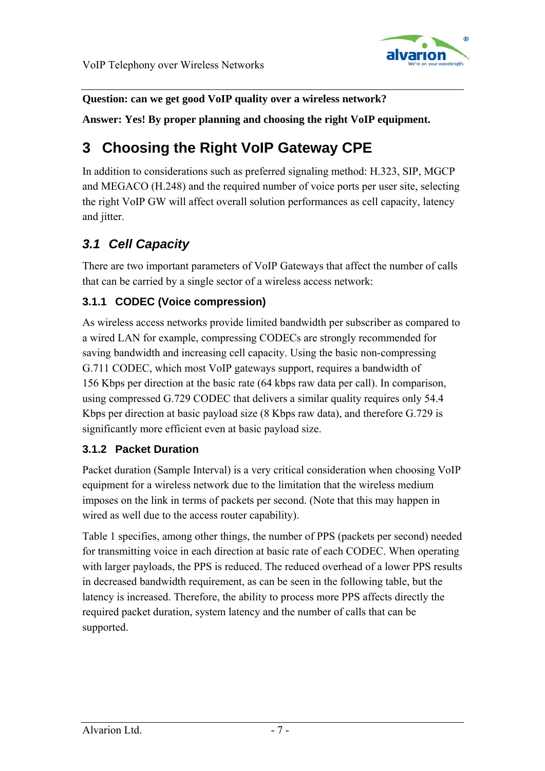**Question: can we get good VoIP quality over a wireless network?**

**Answer: Yes! By proper planning and choosing the right VoIP equipment.**

# 3 Choosing the Right VoIP Gateway CPE

In addition to considerations such as preferred signaling method: H.323, SIP, MGCP and MEGACO (H.248) and the required number of voice ports per user site, selecting the right VoIP GW will affect overall solution performances as cell capacity, latency and jitter.

## *3.1 Cell Capacity*

There are two important parameters of VoIP Gateways that affect the number of calls that can be carried by a single sector of a wireless access network:

### 3.1.1 CODEC (Voice compression)

As wireless access networks provide limited bandwidth per subscriber as compared to a wired LAN for example, compressing CODECs are strongly recommended for saving bandwidth and increasing cell capacity. Using the basic non-compressing G.711 CODEC, which most VoIP gateways support, requires a bandwidth of 156 Kbps per direction at the basic rate (64 kbps raw data per call). In comparison, using compressed G.729 CODEC that delivers a similar quality requires only 54.4 Kbps per direction at basic payload size (8 Kbps raw data), and therefore G.729 is significantly more efficient even at basic payload size.

### 3.1.2 Packet Duration

Packet duration (Sample Interval) is a very critical consideration when choosing VoIP equipment for a wireless network due to the limitation that the wireless medium imposes on the link in terms of packets per second. (Note that this may happen in wired as well due to the access router capability).

Table 1 specifies, among other things, the number of PPS (packets per second) needed for transmitting voice in each direction at basic rate of each CODEC. When operating with larger payloads, the PPS is reduced. The reduced overhead of a lower PPS results in decreased bandwidth requirement, as can be seen in the following table, but the latency is increased. Therefore, the ability to process more PPS affects directly the required packet duration, system latency and the number of calls that can be supported.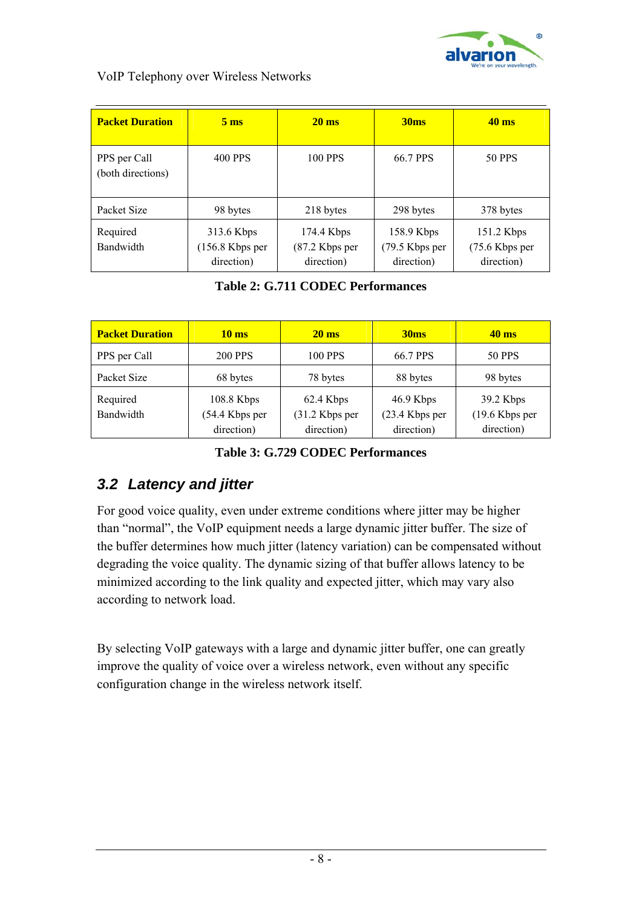| Packet Duration | 5 ms | 20 ms | 30ms | 40 ms |
|---|---|---|---|---|
| PPS per Call (both directions) | 400 PPS | 100 PPS | 66.7 PPS | 50 PPS |
| Packet Size | 98 bytes | 218 bytes | 298 bytes | 378 bytes |
| Required Bandwidth | 313.6 Kbps (156.8 Kbps per direction) | 174.4 Kbps (87.2 Kbps per direction) | 158.9 Kbps (79.5 Kbps per direction) | 151.2 Kbps (75.6 Kbps per direction) |

**Table 2: G.711 CODEC Performances**

| Packet Duration | 10 ms | 20 ms | 30ms | 40 ms |
|---|---|---|---|---|
| PPS per Call | 200 PPS | 100 PPS | 66.7 PPS | 50 PPS |
| Packet Size | 68 bytes | 78 bytes | 88 bytes | 98 bytes |
| Required Bandwidth | 108.8 Kbps (54.4 Kbps per direction) | 62.4 Kbps (31.2 Kbps per direction) | 46.9 Kbps (23.4 Kbps per direction) | 39.2 Kbps (19.6 Kbps per direction) |

**Table 3: G.729 CODEC Performances**

## 3.2 Latency and jitter

For good voice quality, even under extreme conditions where jitter may be higher than "normal", the VoIP equipment needs a large dynamic jitter buffer. The size of the buffer determines how much jitter (latency variation) can be compensated without degrading the voice quality. The dynamic sizing of that buffer allows latency to be minimized according to the link quality and expected jitter, which may vary also according to network load.

By selecting VoIP gateways with a large and dynamic jitter buffer, one can greatly improve the quality of voice over a wireless network, even without any specific configuration change in the wireless network itself.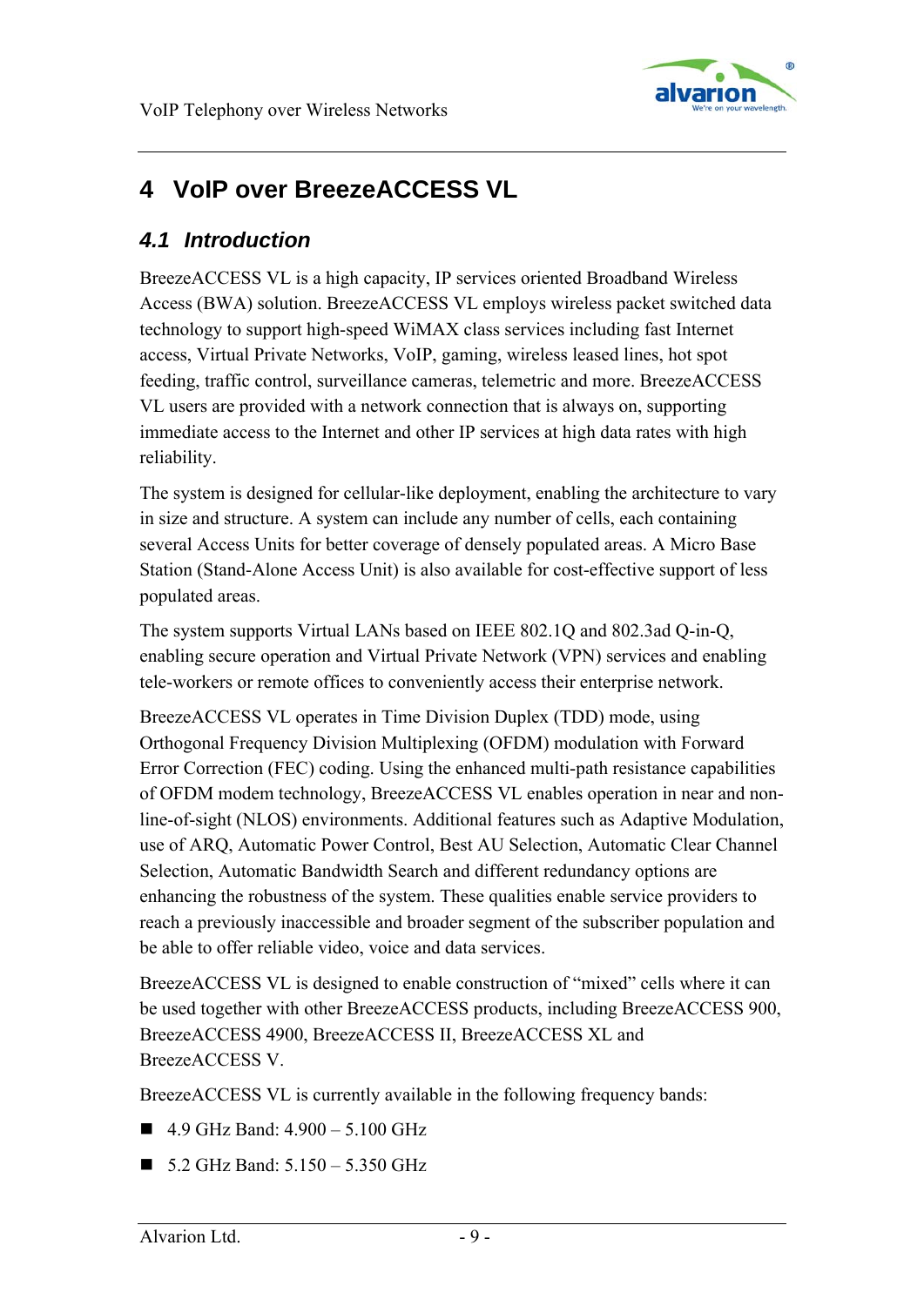# 4 VoIP over BreezeACCESS VL

## 4.1 Introduction

BreezeACCESS VL is a high capacity, IP services oriented Broadband Wireless Access (BWA) solution. BreezeACCESS VL employs wireless packet switched data technology to support high-speed WiMAX class services including fast Internet access, Virtual Private Networks, VoIP, gaming, wireless leased lines, hot spot feeding, traffic control, surveillance cameras, telemetric and more. BreezeACCESS VL users are provided with a network connection that is always on, supporting immediate access to the Internet and other IP services at high data rates with high reliability.

The system is designed for cellular-like deployment, enabling the architecture to vary in size and structure. A system can include any number of cells, each containing several Access Units for better coverage of densely populated areas. A Micro Base Station (Stand-Alone Access Unit) is also available for cost-effective support of less populated areas.

The system supports Virtual LANs based on IEEE 802.1Q and 802.3ad Q-in-Q, enabling secure operation and Virtual Private Network (VPN) services and enabling tele-workers or remote offices to conveniently access their enterprise network.

BreezeACCESS VL operates in Time Division Duplex (TDD) mode, using Orthogonal Frequency Division Multiplexing (OFDM) modulation with Forward Error Correction (FEC) coding. Using the enhanced multi-path resistance capabilities of OFDM modem technology, BreezeACCESS VL enables operation in near and non-line-of-sight (NLOS) environments. Additional features such as Adaptive Modulation, use of ARQ, Automatic Power Control, Best AU Selection, Automatic Clear Channel Selection, Automatic Bandwidth Search and different redundancy options are enhancing the robustness of the system. These qualities enable service providers to reach a previously inaccessible and broader segment of the subscriber population and be able to offer reliable video, voice and data services.

BreezeACCESS VL is designed to enable construction of "mixed" cells where it can be used together with other BreezeACCESS products, including BreezeACCESS 900, BreezeACCESS 4900, BreezeACCESS II, BreezeACCESS XL and BreezeACCESS V.

BreezeACCESS VL is currently available in the following frequency bands:

- 4.9 GHz Band: 4.900 – 5.100 GHz
- 5.2 GHz Band: 5.150 – 5.350 GHz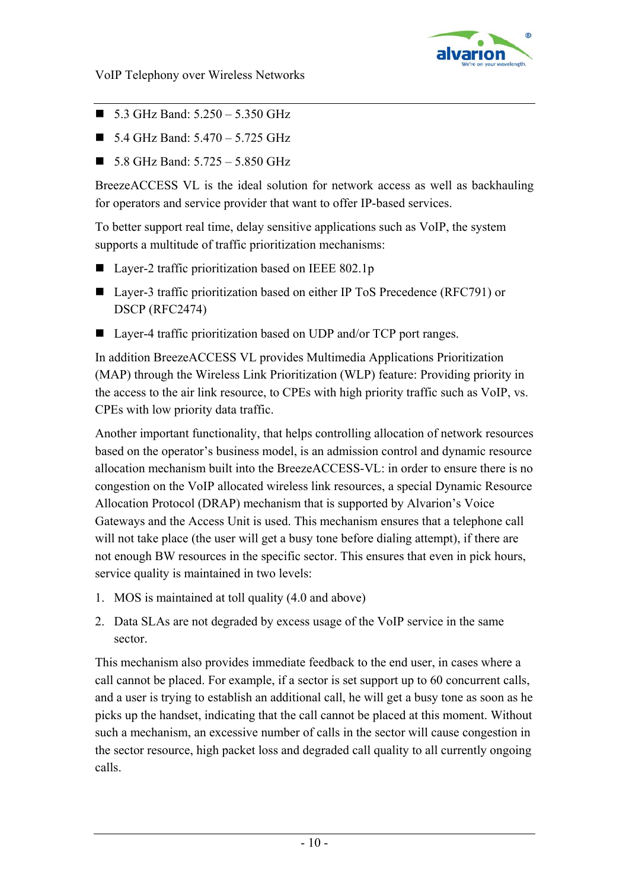- 5.3 GHz Band: 5.250 – 5.350 GHz
- 5.4 GHz Band: 5.470 – 5.725 GHz
- 5.8 GHz Band: 5.725 – 5.850 GHz

BreezeACCESS VL is the ideal solution for network access as well as backhauling for operators and service provider that want to offer IP-based services.

To better support real time, delay sensitive applications such as VoIP, the system supports a multitude of traffic prioritization mechanisms:

- Layer-2 traffic prioritization based on IEEE 802.1p
- Layer-3 traffic prioritization based on either IP ToS Precedence (RFC791) or DSCP (RFC2474)
- Layer-4 traffic prioritization based on UDP and/or TCP port ranges.

In addition BreezeACCESS VL provides Multimedia Applications Prioritization (MAP) through the Wireless Link Prioritization (WLP) feature: Providing priority in the access to the air link resource, to CPEs with high priority traffic such as VoIP, vs. CPEs with low priority data traffic.

Another important functionality, that helps controlling allocation of network resources based on the operator's business model, is an admission control and dynamic resource allocation mechanism built into the BreezeACCESS-VL: in order to ensure there is no congestion on the VoIP allocated wireless link resources, a special Dynamic Resource Allocation Protocol (DRAP) mechanism that is supported by Alvarion's Voice Gateways and the Access Unit is used. This mechanism ensures that a telephone call will not take place (the user will get a busy tone before dialing attempt), if there are not enough BW resources in the specific sector. This ensures that even in pick hours, service quality is maintained in two levels:

1. MOS is maintained at toll quality (4.0 and above)
2. Data SLAs are not degraded by excess usage of the VoIP service in the same sector.

This mechanism also provides immediate feedback to the end user, in cases where a call cannot be placed. For example, if a sector is set support up to 60 concurrent calls, and a user is trying to establish an additional call, he will get a busy tone as soon as he picks up the handset, indicating that the call cannot be placed at this moment. Without such a mechanism, an excessive number of calls in the sector will cause congestion in the sector resource, high packet loss and degraded call quality to all currently ongoing calls.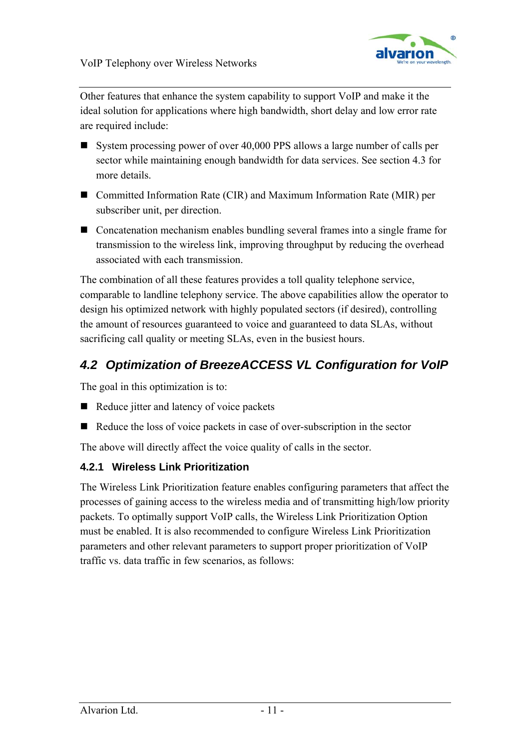Other features that enhance the system capability to support VoIP and make it the ideal solution for applications where high bandwidth, short delay and low error rate are required include:

- System processing power of over 40,000 PPS allows a large number of calls per sector while maintaining enough bandwidth for data services. See section 4.3 for more details.
- Committed Information Rate (CIR) and Maximum Information Rate (MIR) per subscriber unit, per direction.
- Concatenation mechanism enables bundling several frames into a single frame for transmission to the wireless link, improving throughput by reducing the overhead associated with each transmission.

The combination of all these features provides a toll quality telephone service, comparable to landline telephony service. The above capabilities allow the operator to design his optimized network with highly populated sectors (if desired), controlling the amount of resources guaranteed to voice and guaranteed to data SLAs, without sacrificing call quality or meeting SLAs, even in the busiest hours.

## *4.2 Optimization of BreezeACCESS VL Configuration for VoIP*

The goal in this optimization is to:

- Reduce jitter and latency of voice packets
- Reduce the loss of voice packets in case of over-subscription in the sector

The above will directly affect the voice quality of calls in the sector.

### 4.2.1 Wireless Link Prioritization

The Wireless Link Prioritization feature enables configuring parameters that affect the processes of gaining access to the wireless media and of transmitting high/low priority packets. To optimally support VoIP calls, the Wireless Link Prioritization Option must be enabled. It is also recommended to configure Wireless Link Prioritization parameters and other relevant parameters to support proper prioritization of VoIP traffic vs. data traffic in few scenarios, as follows: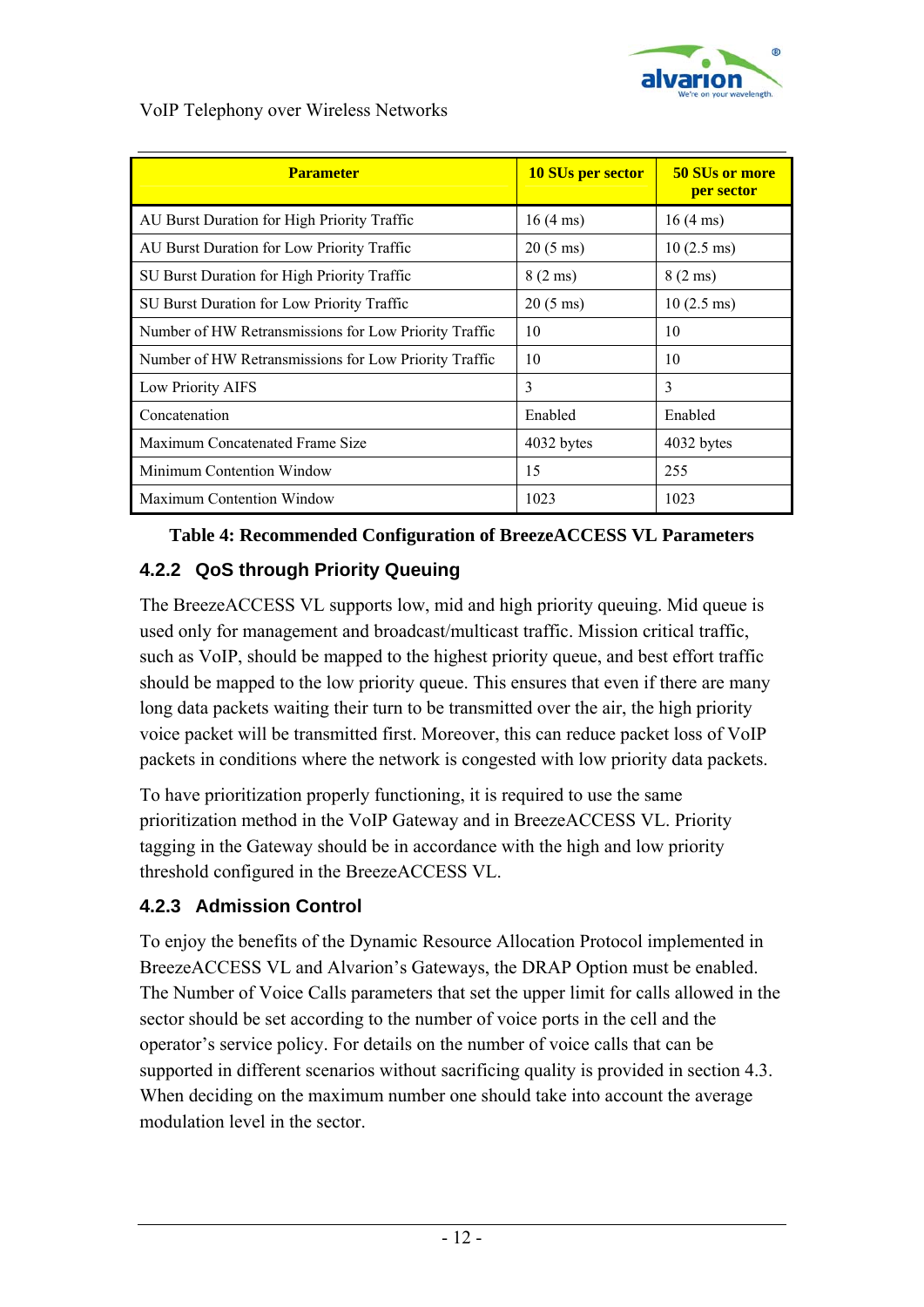| Parameter | 10 SUs per sector | 50 SUs or more per sector |
|---|---|---|
| AU Burst Duration for High Priority Traffic | 16 (4 ms) | 16 (4 ms) |
| AU Burst Duration for Low Priority Traffic | 20 (5 ms) | 10 (2.5 ms) |
| SU Burst Duration for High Priority Traffic | 8 (2 ms) | 8 (2 ms) |
| SU Burst Duration for Low Priority Traffic | 20 (5 ms) | 10 (2.5 ms) |
| Number of HW Retransmissions for Low Priority Traffic | 10 | 10 |
| Number of HW Retransmissions for Low Priority Traffic | 10 | 10 |
| Low Priority AIFS | 3 | 3 |
| Concatenation | Enabled | Enabled |
| Maximum Concatenated Frame Size | 4032 bytes | 4032 bytes |
| Minimum Contention Window | 15 | 255 |
| Maximum Contention Window | 1023 | 1023 |

**Table 4: Recommended Configuration of BreezeACCESS VL Parameters**

### 4.2.2 QoS through Priority Queuing

The BreezeACCESS VL supports low, mid and high priority queuing. Mid queue is used only for management and broadcast/multicast traffic. Mission critical traffic, such as VoIP, should be mapped to the highest priority queue, and best effort traffic should be mapped to the low priority queue. This ensures that even if there are many long data packets waiting their turn to be transmitted over the air, the high priority voice packet will be transmitted first. Moreover, this can reduce packet loss of VoIP packets in conditions where the network is congested with low priority data packets.

To have prioritization properly functioning, it is required to use the same prioritization method in the VoIP Gateway and in BreezeACCESS VL. Priority tagging in the Gateway should be in accordance with the high and low priority threshold configured in the BreezeACCESS VL.

### 4.2.3 Admission Control

To enjoy the benefits of the Dynamic Resource Allocation Protocol implemented in BreezeACCESS VL and Alvarion's Gateways, the DRAP Option must be enabled. The Number of Voice Calls parameters that set the upper limit for calls allowed in the sector should be set according to the number of voice ports in the cell and the operator's service policy. For details on the number of voice calls that can be supported in different scenarios without sacrificing quality is provided in section 4.3. When deciding on the maximum number one should take into account the average modulation level in the sector.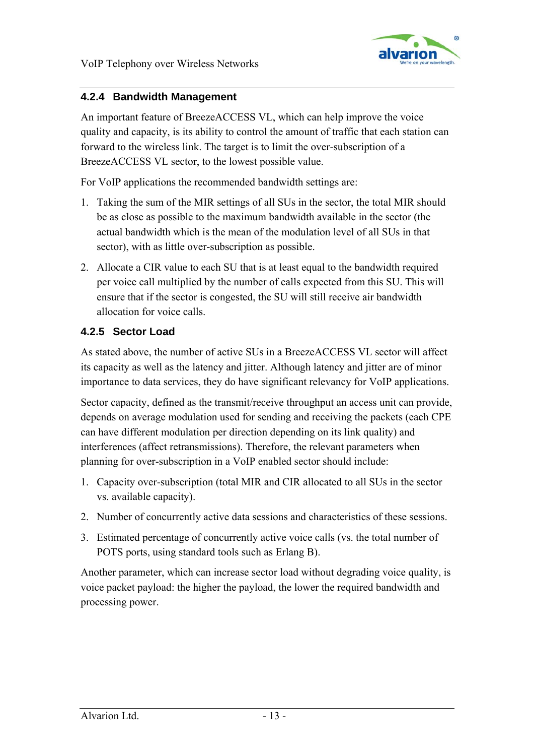### 4.2.4 Bandwidth Management

An important feature of BreezeACCESS VL, which can help improve the voice quality and capacity, is its ability to control the amount of traffic that each station can forward to the wireless link. The target is to limit the over-subscription of a BreezeACCESS VL sector, to the lowest possible value.

For VoIP applications the recommended bandwidth settings are:

1. Taking the sum of the MIR settings of all SUs in the sector, the total MIR should be as close as possible to the maximum bandwidth available in the sector (the actual bandwidth which is the mean of the modulation level of all SUs in that sector), with as little over-subscription as possible.
2. Allocate a CIR value to each SU that is at least equal to the bandwidth required per voice call multiplied by the number of calls expected from this SU. This will ensure that if the sector is congested, the SU will still receive air bandwidth allocation for voice calls.

### 4.2.5 Sector Load

As stated above, the number of active SUs in a BreezeACCESS VL sector will affect its capacity as well as the latency and jitter. Although latency and jitter are of minor importance to data services, they do have significant relevancy for VoIP applications.

Sector capacity, defined as the transmit/receive throughput an access unit can provide, depends on average modulation used for sending and receiving the packets (each CPE can have different modulation per direction depending on its link quality) and interferences (affect retransmissions). Therefore, the relevant parameters when planning for over-subscription in a VoIP enabled sector should include:

1. Capacity over-subscription (total MIR and CIR allocated to all SUs in the sector vs. available capacity).
2. Number of concurrently active data sessions and characteristics of these sessions.
3. Estimated percentage of concurrently active voice calls (vs. the total number of POTS ports, using standard tools such as Erlang B).

Another parameter, which can increase sector load without degrading voice quality, is voice packet payload: the higher the payload, the lower the required bandwidth and processing power.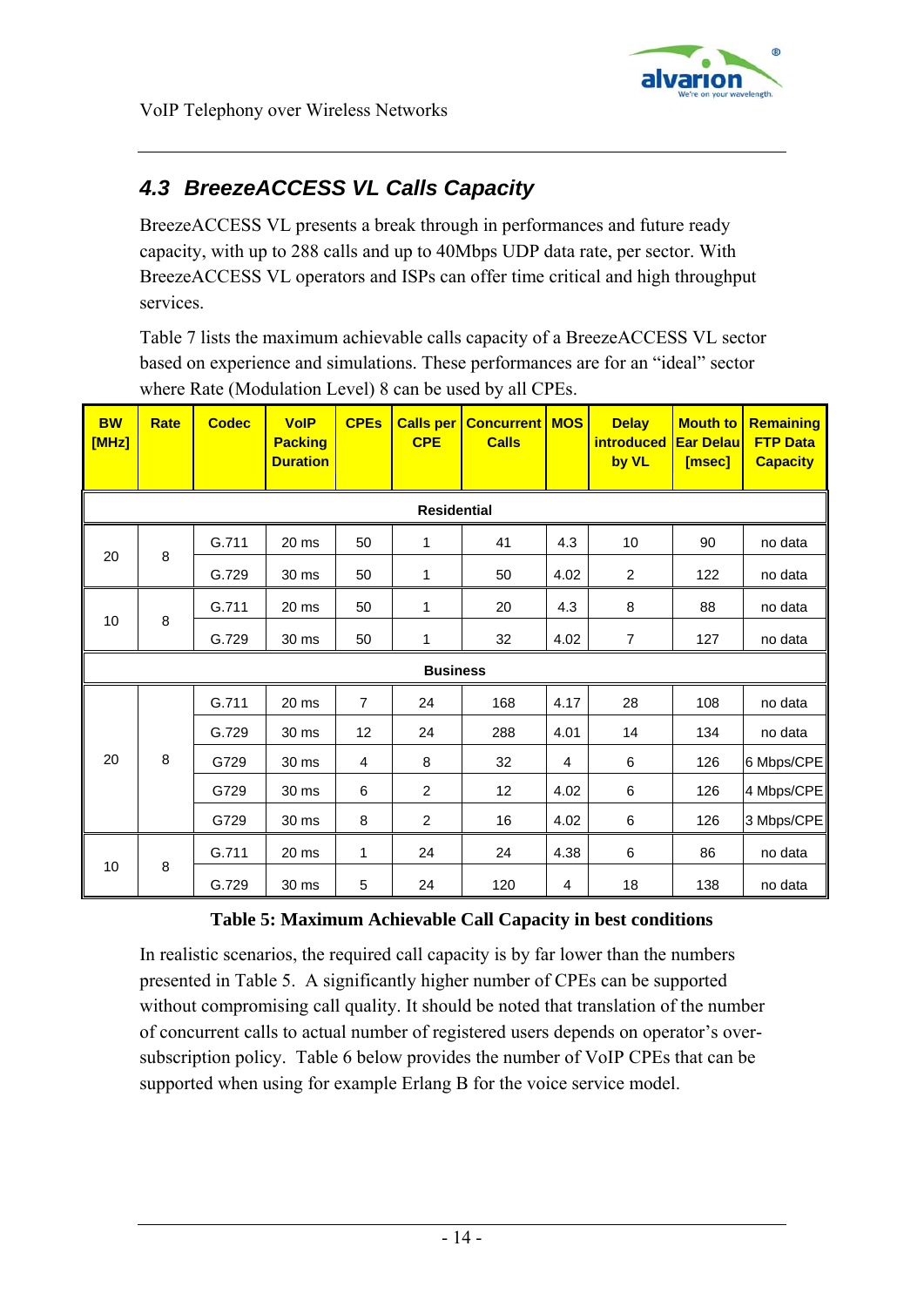## 4.3 BreezeACCESS VL Calls Capacity

BreezeACCESS VL presents a break through in performances and future ready capacity, with up to 288 calls and up to 40Mbps UDP data rate, per sector. With BreezeACCESS VL operators and ISPs can offer time critical and high throughput services.

Table 7 lists the maximum achievable calls capacity of a BreezeACCESS VL sector based on experience and simulations. These performances are for an "ideal" sector where Rate (Modulation Level) 8 can be used by all CPEs.

| BW [MHz] | Rate | Codec | VoIP Packing Duration | CPEs | Calls per CPE | Concurrent Calls | MOS | Delay introduced by VL | Mouth to Ear Delau [msec] | Remaining FTP Data Capacity |
|---|---|---|---|---|---|---|---|---|---|---|
| **Residential** | | | | | | | | | | |
| 20 | 8 | G.711 | 20 ms | 50 | 1 | 41 | 4.3 | 10 | 90 | no data |
| | | G.729 | 30 ms | 50 | 1 | 50 | 4.02 | 2 | 122 | no data |
| 10 | 8 | G.711 | 20 ms | 50 | 1 | 20 | 4.3 | 8 | 88 | no data |
| | | G.729 | 30 ms | 50 | 1 | 32 | 4.02 | 7 | 127 | no data |
| **Business** | | | | | | | | | | |
| 20 | 8 | G.711 | 20 ms | 7 | 24 | 168 | 4.17 | 28 | 108 | no data |
| | | G.729 | 30 ms | 12 | 24 | 288 | 4.01 | 14 | 134 | no data |
| | | G729 | 30 ms | 4 | 8 | 32 | 4 | 6 | 126 | 6 Mbps/CPE |
| | | G729 | 30 ms | 6 | 2 | 12 | 4.02 | 6 | 126 | 4 Mbps/CPE |
| | | G729 | 30 ms | 8 | 2 | 16 | 4.02 | 6 | 126 | 3 Mbps/CPE |
| 10 | 8 | G.711 | 20 ms | 1 | 24 | 24 | 4.38 | 6 | 86 | no data |
| | | G.729 | 30 ms | 5 | 24 | 120 | 4 | 18 | 138 | no data |

**Table 5: Maximum Achievable Call Capacity in best conditions**

In realistic scenarios, the required call capacity is by far lower than the numbers presented in Table 5. A significantly higher number of CPEs can be supported without compromising call quality. It should be noted that translation of the number of concurrent calls to actual number of registered users depends on operator's over-subscription policy. Table 6 below provides the number of VoIP CPEs that can be supported when using for example Erlang B for the voice service model.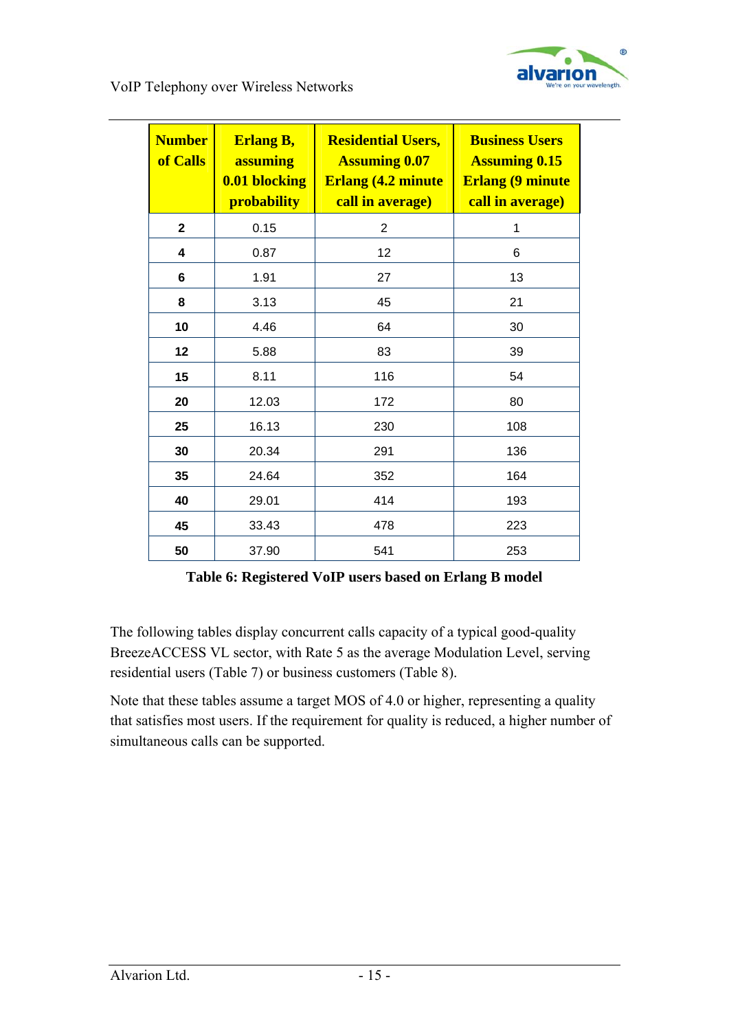| Number of Calls | Erlang B, assuming 0.01 blocking probability | Residential Users, Assuming 0.07 Erlang (4.2 minute call in average) | Business Users Assuming 0.15 Erlang (9 minute call in average) |
|---|---|---|---|
| **2** | 0.15 | 2 | 1 |
| **4** | 0.87 | 12 | 6 |
| **6** | 1.91 | 27 | 13 |
| **8** | 3.13 | 45 | 21 |
| **10** | 4.46 | 64 | 30 |
| **12** | 5.88 | 83 | 39 |
| **15** | 8.11 | 116 | 54 |
| **20** | 12.03 | 172 | 80 |
| **25** | 16.13 | 230 | 108 |
| **30** | 20.34 | 291 | 136 |
| **35** | 24.64 | 352 | 164 |
| **40** | 29.01 | 414 | 193 |
| **45** | 33.43 | 478 | 223 |
| **50** | 37.90 | 541 | 253 |

**Table 6: Registered VoIP users based on Erlang B model**

The following tables display concurrent calls capacity of a typical good-quality BreezeACCESS VL sector, with Rate 5 as the average Modulation Level, serving residential users (Table 7) or business customers (Table 8).

Note that these tables assume a target MOS of 4.0 or higher, representing a quality that satisfies most users. If the requirement for quality is reduced, a higher number of simultaneous calls can be supported.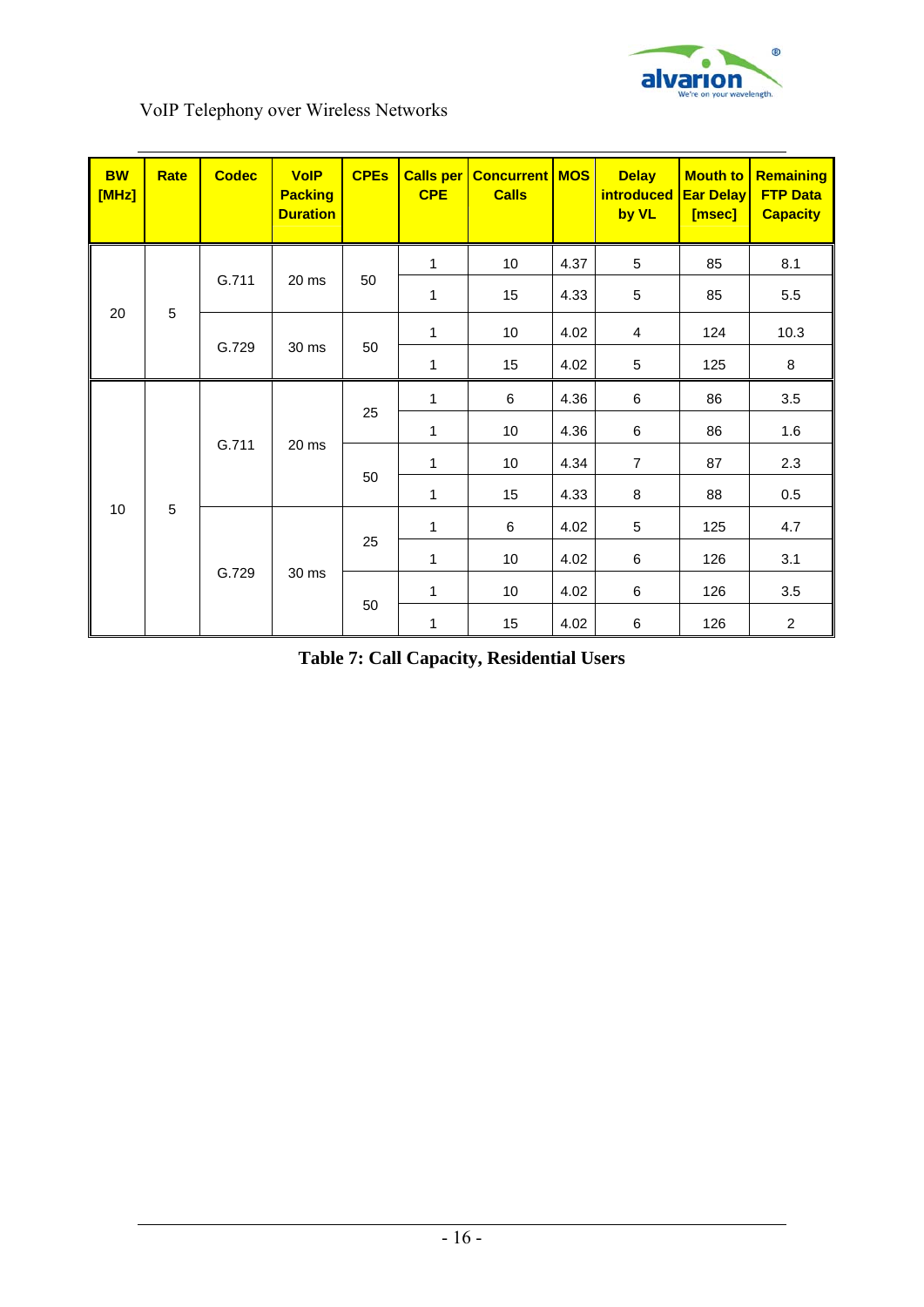| BW [MHz] | Rate | Codec | VoIP Packing Duration | CPEs | Calls per CPE | Concurrent Calls | MOS | Delay introduced by VL | Mouth to Ear Delay [msec] | Remaining FTP Data Capacity |
|---|---|---|---|---|---|---|---|---|---|---|
| 20 | 5 | G.711 | 20 ms | 50 | 1 | 10 | 4.37 | 5 | 85 | 8.1 |
| | | | | | 1 | 15 | 4.33 | 5 | 85 | 5.5 |
| | | G.729 | 30 ms | 50 | 1 | 10 | 4.02 | 4 | 124 | 10.3 |
| | | | | | 1 | 15 | 4.02 | 5 | 125 | 8 |
| 10 | 5 | G.711 | 20 ms | 25 | 1 | 6 | 4.36 | 6 | 86 | 3.5 |
| | | | | | 1 | 10 | 4.36 | 6 | 86 | 1.6 |
| | | | | 50 | 1 | 10 | 4.34 | 7 | 87 | 2.3 |
| | | | | | 1 | 15 | 4.33 | 8 | 88 | 0.5 |
| | | G.729 | 30 ms | 25 | 1 | 6 | 4.02 | 5 | 125 | 4.7 |
| | | | | | 1 | 10 | 4.02 | 6 | 126 | 3.1 |
| | | | | 50 | 1 | 10 | 4.02 | 6 | 126 | 3.5 |
| | | | | | 1 | 15 | 4.02 | 6 | 126 | 2 |

**Table 7: Call Capacity, Residential Users**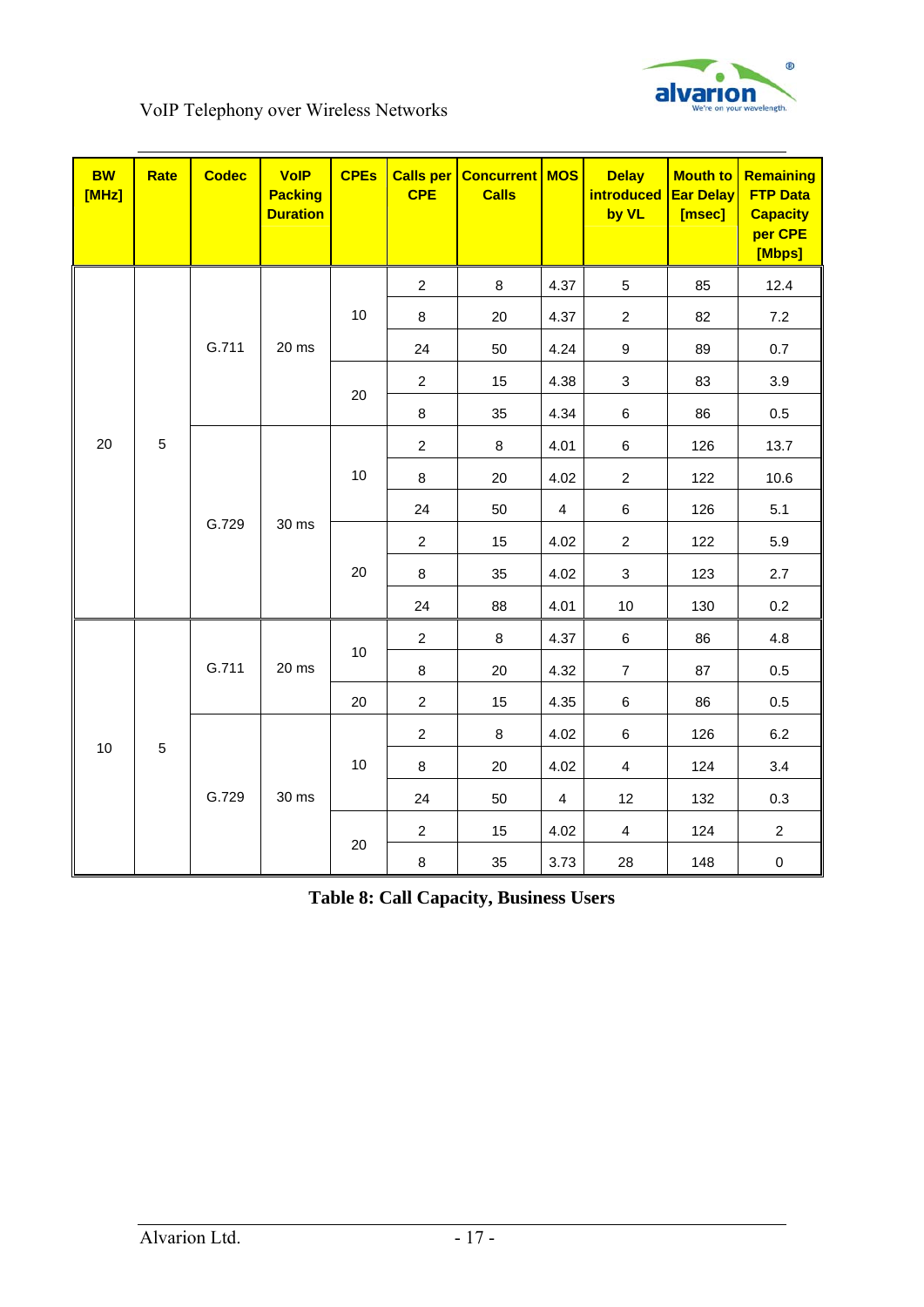| BW [MHz] | Rate | Codec | VoIP Packing Duration | CPEs | Calls per CPE | Concurrent Calls | MOS | Delay introduced by VL | Mouth to Ear Delay [msec] | Remaining FTP Data Capacity per CPE [Mbps] |
|---|---|---|---|---|---|---|---|---|---|---|
| 20 | 5 | G.711 | 20 ms | 10 | 2 | 8 | 4.37 | 5 | 85 | 12.4 |
| | | | | | 8 | 20 | 4.37 | 2 | 82 | 7.2 |
| | | | | | 24 | 50 | 4.24 | 9 | 89 | 0.7 |
| | | | | 20 | 2 | 15 | 4.38 | 3 | 83 | 3.9 |
| | | | | | 8 | 35 | 4.34 | 6 | 86 | 0.5 |
| | | G.729 | 30 ms | 10 | 2 | 8 | 4.01 | 6 | 126 | 13.7 |
| | | | | | 8 | 20 | 4.02 | 2 | 122 | 10.6 |
| | | | | | 24 | 50 | 4 | 6 | 126 | 5.1 |
| | | | | 20 | 2 | 15 | 4.02 | 2 | 122 | 5.9 |
| | | | | | 8 | 35 | 4.02 | 3 | 123 | 2.7 |
| | | | | | 24 | 88 | 4.01 | 10 | 130 | 0.2 |
| 10 | 5 | G.711 | 20 ms | 10 | 2 | 8 | 4.37 | 6 | 86 | 4.8 |
| | | | | | 8 | 20 | 4.32 | 7 | 87 | 0.5 |
| | | | | 20 | 2 | 15 | 4.35 | 6 | 86 | 0.5 |
| | | G.729 | 30 ms | 10 | 2 | 8 | 4.02 | 6 | 126 | 6.2 |
| | | | | | 8 | 20 | 4.02 | 4 | 124 | 3.4 |
| | | | | | 24 | 50 | 4 | 12 | 132 | 0.3 |
| | | | | 20 | 2 | 15 | 4.02 | 4 | 124 | 2 |
| | | | | | 8 | 35 | 3.73 | 28 | 148 | 0 |

**Table 8: Call Capacity, Business Users**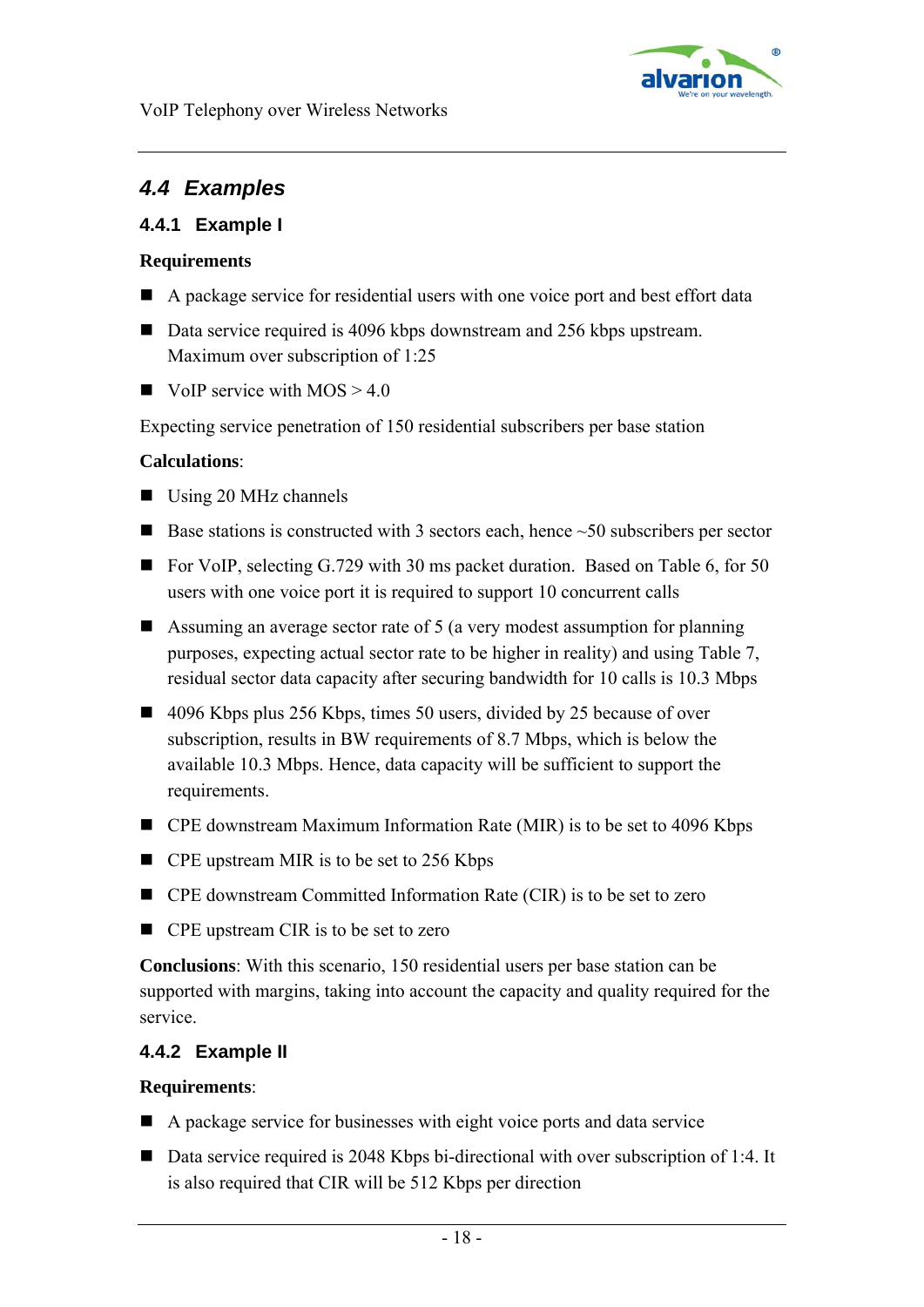## 4.4 Examples

### 4.4.1 Example I

**Requirements**

- A package service for residential users with one voice port and best effort data
- Data service required is 4096 kbps downstream and 256 kbps upstream. Maximum over subscription of 1:25
- VoIP service with MOS > 4.0

Expecting service penetration of 150 residential subscribers per base station

**Calculations**:

- Using 20 MHz channels
- Base stations is constructed with 3 sectors each, hence ~50 subscribers per sector
- For VoIP, selecting G.729 with 30 ms packet duration. Based on Table 6, for 50 users with one voice port it is required to support 10 concurrent calls
- Assuming an average sector rate of 5 (a very modest assumption for planning purposes, expecting actual sector rate to be higher in reality) and using Table 7, residual sector data capacity after securing bandwidth for 10 calls is 10.3 Mbps
- 4096 Kbps plus 256 Kbps, times 50 users, divided by 25 because of over subscription, results in BW requirements of 8.7 Mbps, which is below the available 10.3 Mbps. Hence, data capacity will be sufficient to support the requirements.
- CPE downstream Maximum Information Rate (MIR) is to be set to 4096 Kbps
- CPE upstream MIR is to be set to 256 Kbps
- CPE downstream Committed Information Rate (CIR) is to be set to zero
- CPE upstream CIR is to be set to zero

**Conclusions**: With this scenario, 150 residential users per base station can be supported with margins, taking into account the capacity and quality required for the service.

### 4.4.2 Example II

**Requirements**:

- A package service for businesses with eight voice ports and data service
- Data service required is 2048 Kbps bi-directional with over subscription of 1:4. It is also required that CIR will be 512 Kbps per direction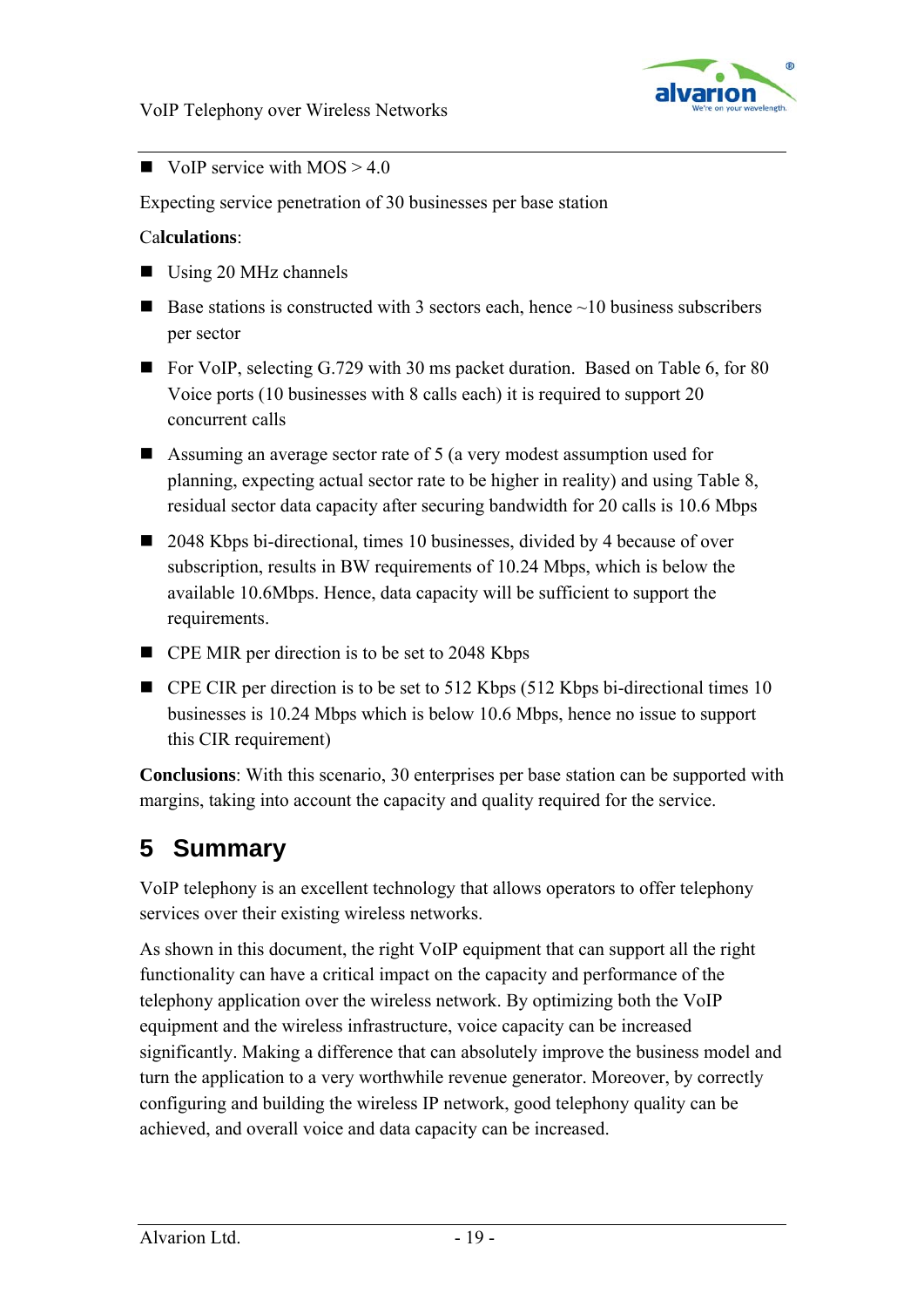- VoIP service with MOS > 4.0

Expecting service penetration of 30 businesses per base station

**Calculations**:

- Using 20 MHz channels
- Base stations is constructed with 3 sectors each, hence ~10 business subscribers per sector
- For VoIP, selecting G.729 with 30 ms packet duration. Based on Table 6, for 80 Voice ports (10 businesses with 8 calls each) it is required to support 20 concurrent calls
- Assuming an average sector rate of 5 (a very modest assumption used for planning, expecting actual sector rate to be higher in reality) and using Table 8, residual sector data capacity after securing bandwidth for 20 calls is 10.6 Mbps
- 2048 Kbps bi-directional, times 10 businesses, divided by 4 because of over subscription, results in BW requirements of 10.24 Mbps, which is below the available 10.6Mbps. Hence, data capacity will be sufficient to support the requirements.
- CPE MIR per direction is to be set to 2048 Kbps
- CPE CIR per direction is to be set to 512 Kbps (512 Kbps bi-directional times 10 businesses is 10.24 Mbps which is below 10.6 Mbps, hence no issue to support this CIR requirement)

**Conclusions**: With this scenario, 30 enterprises per base station can be supported with margins, taking into account the capacity and quality required for the service.

# 5 Summary

VoIP telephony is an excellent technology that allows operators to offer telephony services over their existing wireless networks.

As shown in this document, the right VoIP equipment that can support all the right functionality can have a critical impact on the capacity and performance of the telephony application over the wireless network. By optimizing both the VoIP equipment and the wireless infrastructure, voice capacity can be increased significantly. Making a difference that can absolutely improve the business model and turn the application to a very worthwhile revenue generator. Moreover, by correctly configuring and building the wireless IP network, good telephony quality can be achieved, and overall voice and data capacity can be increased.